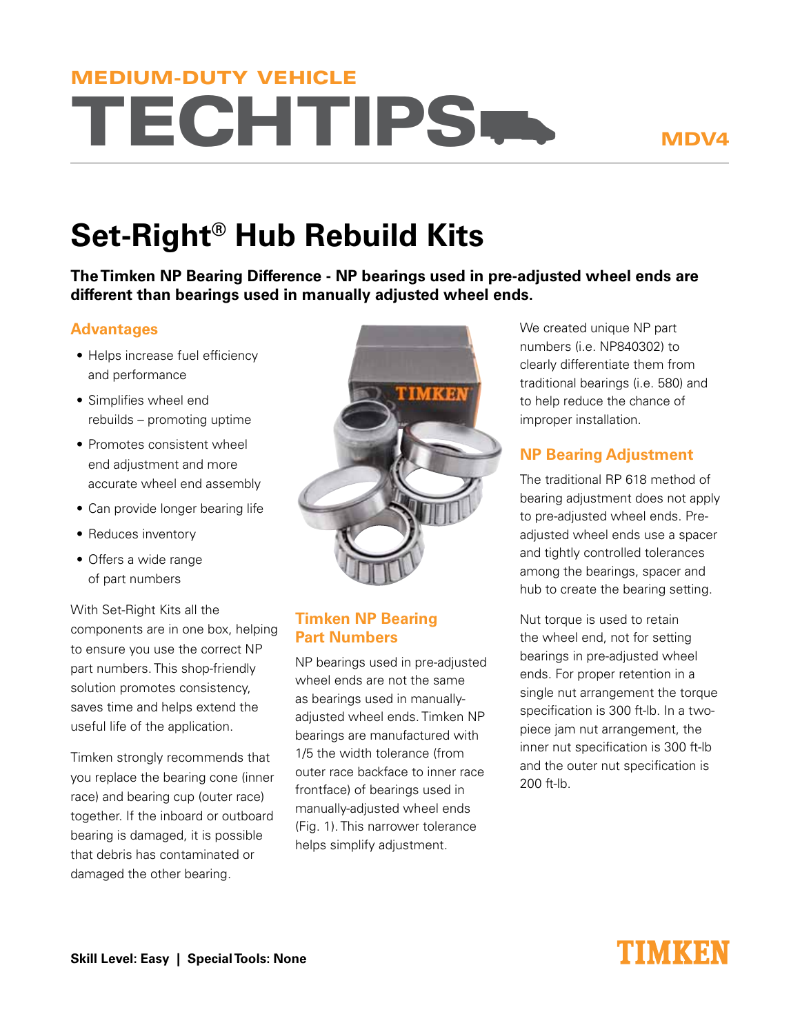MEDIUM-DUTY VEHICLE

# TECHTIPS

MDV4

# Set-Right® Hub Rebuild Kits

**The Timken NP Bearing Difference - NP bearings used in pre-adjusted wheel ends are different than bearings used in manually adjusted wheel ends.**

## Advantages

- Helps increase fuel efficiency and performance
- Simplifies wheel end rebuilds – promoting uptime
- Promotes consistent wheel end adjustment and more accurate wheel end assembly
- Can provide longer bearing life
- Reduces inventory
- Offers a wide range of part numbers

With Set-Right Kits all the components are in one box, helping to ensure you use the correct NP part numbers. This shop-friendly solution promotes consistency, saves time and helps extend the useful life of the application.

Timken strongly recommends that you replace the bearing cone (inner race) and bearing cup (outer race) together. If the inboard or outboard bearing is damaged, it is possible that debris has contaminated or damaged the other bearing.

## Timken NP Bearing Part Numbers

NP bearings used in pre-adjusted wheel ends are not the same as bearings used in manually-adjusted wheel ends. Timken NP bearings are manufactured with 1/5 the width tolerance (from outer race backface to inner race frontface) of bearings used in manually-adjusted wheel ends (Fig. 1). This narrower tolerance helps simplify adjustment.

We created unique NP part numbers (i.e. NP840302) to clearly differentiate them from traditional bearings (i.e. 580) and to help reduce the chance of improper installation.

## NP Bearing Adjustment

The traditional RP 618 method of bearing adjustment does not apply to pre-adjusted wheel ends. Pre-adjusted wheel ends use a spacer and tightly controlled tolerances among the bearings, spacer and hub to create the bearing setting.

Nut torque is used to retain the wheel end, not for setting bearings in pre-adjusted wheel ends. For proper retention in a single nut arrangement the torque specification is 300 ft-lb. In a two-piece jam nut arrangement, the inner nut specification is 300 ft-lb and the outer nut specification is 200 ft-lb.

**Skill Level: Easy | Special Tools: None**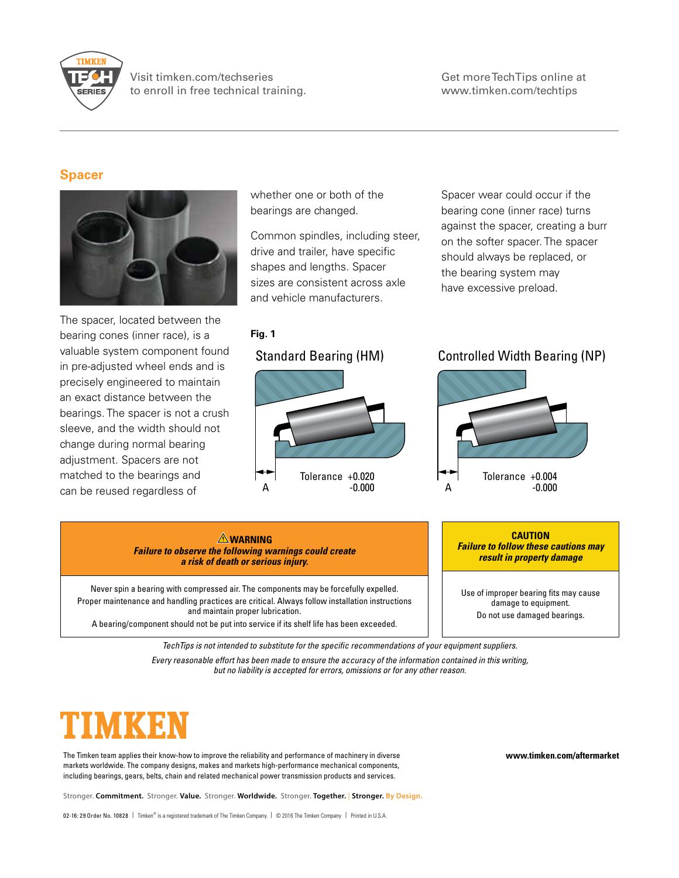Visit timken.com/techseries to enroll in free technical training.

Get more TechTips online at www.timken.com/techtips

## Spacer

The spacer, located between the bearing cones (inner race), is a valuable system component found in pre-adjusted wheel ends and is precisely engineered to maintain an exact distance between the bearings. The spacer is not a crush sleeve, and the width should not change during normal bearing adjustment. Spacers are not matched to the bearings and can be reused regardless of whether one or both of the bearings are changed.

Common spindles, including steer, drive and trailer, have specific shapes and lengths. Spacer sizes are consistent across axle and vehicle manufacturers.

Spacer wear could occur if the bearing cone (inner race) turns against the spacer, creating a burr on the softer spacer. The spacer should always be replaced, or the bearing system may have excessive preload.

**Fig. 1**

Standard Bearing (HM)

A

Tolerance +0.020 -0.000

Controlled Width Bearing (NP)

A

Tolerance +0.004 -0.000

**⚠WARNING**
***Failure to observe the following warnings could create a risk of death or serious injury.***

Never spin a bearing with compressed air. The components may be forcefully expelled.
Proper maintenance and handling practices are critical. Always follow installation instructions and maintain proper lubrication.
A bearing/component should not be put into service if its shelf life has been exceeded.

**CAUTION**
***Failure to follow these cautions may result in property damage***

Use of improper bearing fits may cause damage to equipment.
Do not use damaged bearings.

*TechTips is not intended to substitute for the specific recommendations of your equipment suppliers.*

*Every reasonable effort has been made to ensure the accuracy of the information contained in this writing, but no liability is accepted for errors, omissions or for any other reason.*

**TIMKEN**

The Timken team applies their know-how to improve the reliability and performance of machinery in diverse markets worldwide. The company designs, makes and markets high-performance mechanical components, including bearings, gears, belts, chain and related mechanical power transmission products and services.

**www.timken.com/aftermarket**

Stronger. **Commitment.** Stronger. **Value.** Stronger. **Worldwide.** Stronger. **Together.** | **Stronger. By Design.**

02-16: 29 Order No. 10828 | Timken® is a registered trademark of The Timken Company. | © 2016 The Timken Company | Printed in U.S.A.